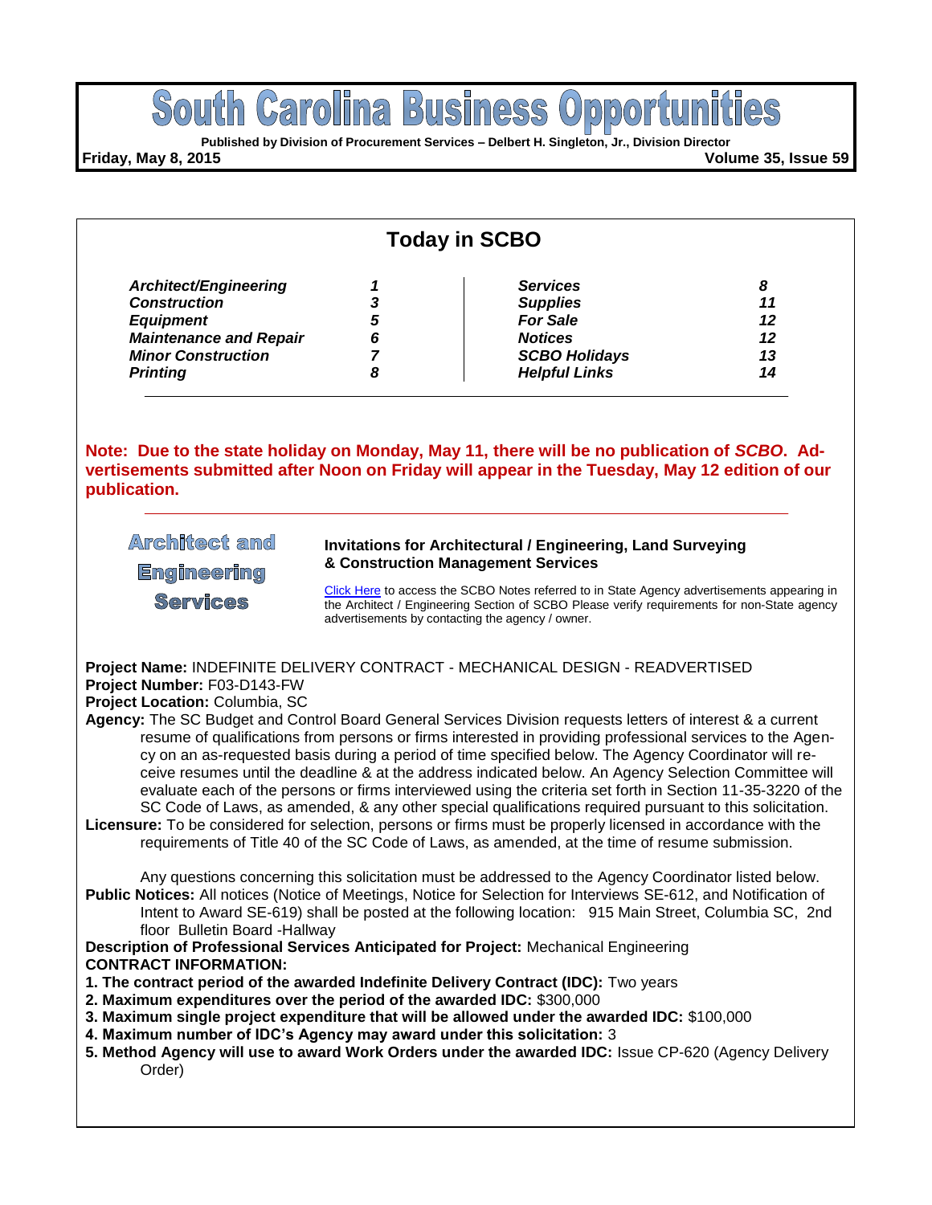# South Carolina Business Opportunities

**Published by Division of Procurement Services – Delbert H. Singleton, Jr., Division Director**

**Friday, May 8, 2015** **Volume 35, Issue 59**

## Today in SCBO

| | | | |
|---|---|---|---|
| ***Architect/Engineering*** | ***1*** | ***Services*** | ***8*** |
| ***Construction*** | ***3*** | ***Supplies*** | ***11*** |
| ***Equipment*** | ***5*** | ***For Sale*** | ***12*** |
| ***Maintenance and Repair*** | ***6*** | ***Notices*** | ***12*** |
| ***Minor Construction*** | ***7*** | ***SCBO Holidays*** | ***13*** |
| ***Printing*** | ***8*** | ***Helpful Links*** | ***14*** |

**Note: Due to the state holiday on Monday, May 11, there will be no publication of *SCBO*. Advertisements submitted after Noon on Friday will appear in the Tuesday, May 12 edition of our publication.**

## Architect and Engineering Services

**Invitations for Architectural / Engineering, Land Surveying & Construction Management Services**

Click Here to access the SCBO Notes referred to in State Agency advertisements appearing in the Architect / Engineering Section of SCBO Please verify requirements for non-State agency advertisements by contacting the agency / owner.

**Project Name:** INDEFINITE DELIVERY CONTRACT - MECHANICAL DESIGN - READVERTISED
**Project Number:** F03-D143-FW
**Project Location:** Columbia, SC
**Agency:** The SC Budget and Control Board General Services Division requests letters of interest & a current resume of qualifications from persons or firms interested in providing professional services to the Agency on an as-requested basis during a period of time specified below. The Agency Coordinator will receive resumes until the deadline & at the address indicated below. An Agency Selection Committee will evaluate each of the persons or firms interviewed using the criteria set forth in Section 11-35-3220 of the SC Code of Laws, as amended, & any other special qualifications required pursuant to this solicitation.
**Licensure:** To be considered for selection, persons or firms must be properly licensed in accordance with the requirements of Title 40 of the SC Code of Laws, as amended, at the time of resume submission.

Any questions concerning this solicitation must be addressed to the Agency Coordinator listed below.
**Public Notices:** All notices (Notice of Meetings, Notice for Selection for Interviews SE-612, and Notification of Intent to Award SE-619) shall be posted at the following location: 915 Main Street, Columbia SC, 2nd floor Bulletin Board -Hallway
**Description of Professional Services Anticipated for Project:** Mechanical Engineering
**CONTRACT INFORMATION:**
1. **The contract period of the awarded Indefinite Delivery Contract (IDC):** Two years
2. **Maximum expenditures over the period of the awarded IDC:** $300,000
3. **Maximum single project expenditure that will be allowed under the awarded IDC:** $100,000
4. **Maximum number of IDC's Agency may award under this solicitation:** 3
5. **Method Agency will use to award Work Orders under the awarded IDC:** Issue CP-620 (Agency Delivery Order)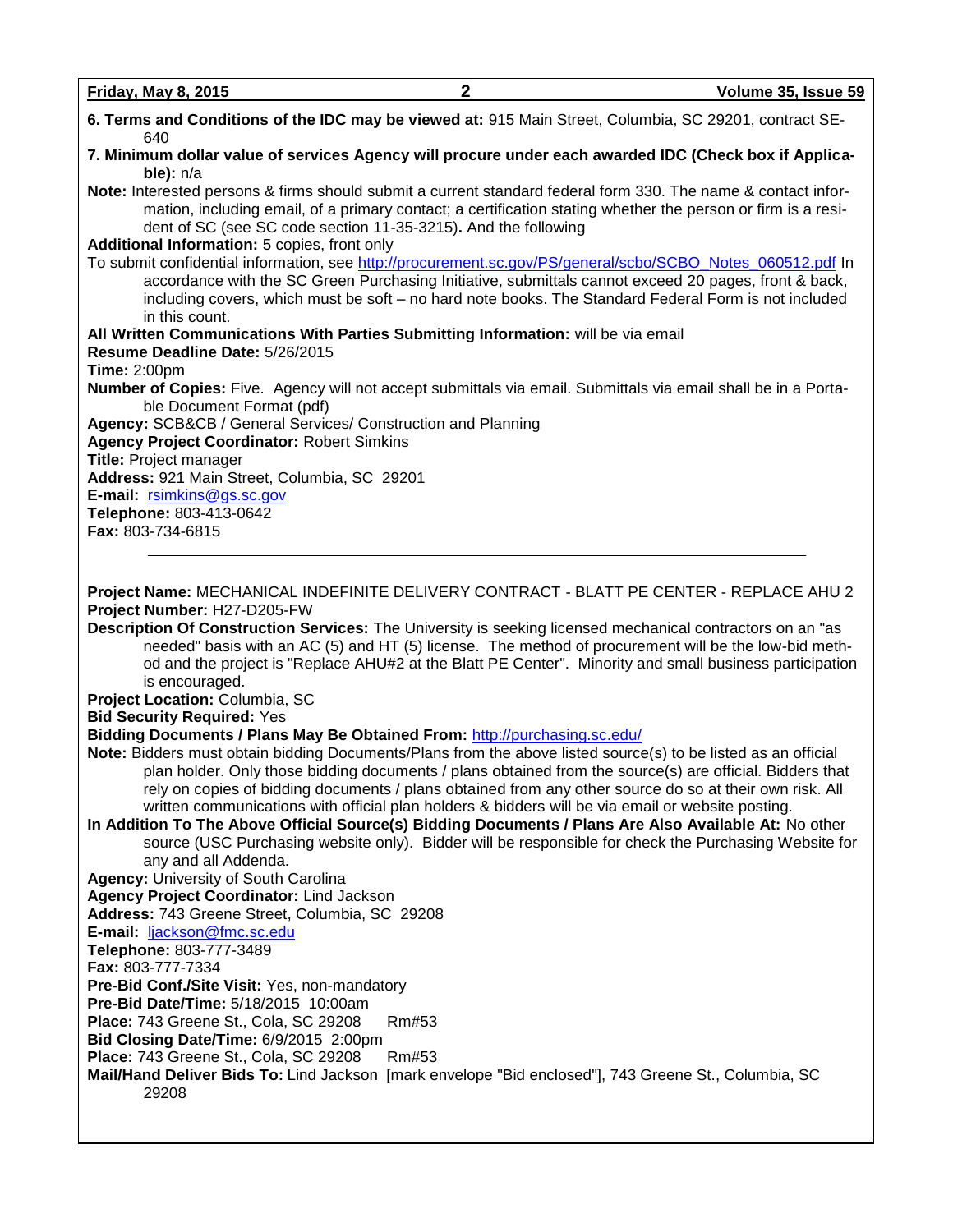**6. Terms and Conditions of the IDC may be viewed at:** 915 Main Street, Columbia, SC 29201, contract SE-640

**7. Minimum dollar value of services Agency will procure under each awarded IDC (Check box if Applicable):** n/a

**Note:** Interested persons & firms should submit a current standard federal form 330. The name & contact information, including email, of a primary contact; a certification stating whether the person or firm is a resident of SC (see SC code section 11-35-3215)**.** And the following

**Additional Information:** 5 copies, front only

To submit confidential information, see http://procurement.sc.gov/PS/general/scbo/SCBO_Notes_060512.pdf In accordance with the SC Green Purchasing Initiative, submittals cannot exceed 20 pages, front & back, including covers, which must be soft – no hard note books. The Standard Federal Form is not included in this count.

**All Written Communications With Parties Submitting Information:** will be via email

**Resume Deadline Date:** 5/26/2015

**Time:** 2:00pm

**Number of Copies:** Five. Agency will not accept submittals via email. Submittals via email shall be in a Portable Document Format (pdf)

**Agency:** SCB&CB / General Services/ Construction and Planning

**Agency Project Coordinator:** Robert Simkins

**Title:** Project manager

**Address:** 921 Main Street, Columbia, SC 29201

**E-mail:** rsimkins@gs.sc.gov

**Telephone:** 803-413-0642

**Fax:** 803-734-6815

---

**Project Name:** MECHANICAL INDEFINITE DELIVERY CONTRACT - BLATT PE CENTER - REPLACE AHU 2

**Project Number:** H27-D205-FW

**Description Of Construction Services:** The University is seeking licensed mechanical contractors on an "as needed" basis with an AC (5) and HT (5) license. The method of procurement will be the low-bid method and the project is "Replace AHU#2 at the Blatt PE Center". Minority and small business participation is encouraged.

**Project Location:** Columbia, SC

**Bid Security Required:** Yes

**Bidding Documents / Plans May Be Obtained From:** http://purchasing.sc.edu/

**Note:** Bidders must obtain bidding Documents/Plans from the above listed source(s) to be listed as an official plan holder. Only those bidding documents / plans obtained from the source(s) are official. Bidders that rely on copies of bidding documents / plans obtained from any other source do so at their own risk. All written communications with official plan holders & bidders will be via email or website posting.

**In Addition To The Above Official Source(s) Bidding Documents / Plans Are Also Available At:** No other source (USC Purchasing website only). Bidder will be responsible for check the Purchasing Website for any and all Addenda.

**Agency:** University of South Carolina

**Agency Project Coordinator:** Lind Jackson

**Address:** 743 Greene Street, Columbia, SC 29208

**E-mail:** ljackson@fmc.sc.edu

**Telephone:** 803-777-3489

**Fax:** 803-777-7334

**Pre-Bid Conf./Site Visit:** Yes, non-mandatory

**Pre-Bid Date/Time:** 5/18/2015 10:00am

**Place:** 743 Greene St., Cola, SC 29208 Rm#53

**Bid Closing Date/Time:** 6/9/2015 2:00pm

**Place:** 743 Greene St., Cola, SC 29208 Rm#53

**Mail/Hand Deliver Bids To:** Lind Jackson [mark envelope "Bid enclosed"], 743 Greene St., Columbia, SC 29208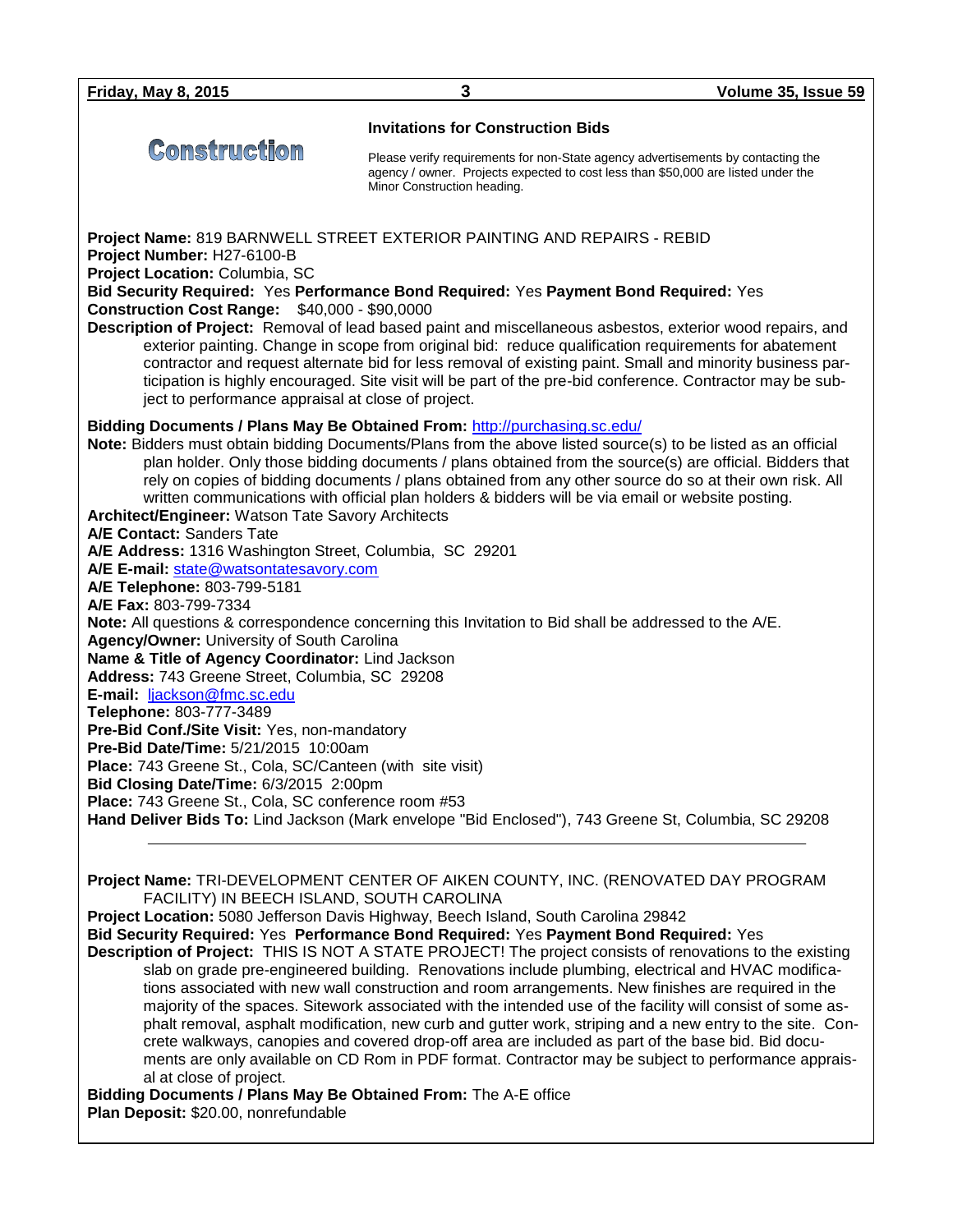# Construction

## Invitations for Construction Bids

Please verify requirements for non-State agency advertisements by contacting the agency / owner. Projects expected to cost less than $50,000 are listed under the Minor Construction heading.

**Project Name:** 819 BARNWELL STREET EXTERIOR PAINTING AND REPAIRS - REBID
**Project Number:** H27-6100-B
**Project Location:** Columbia, SC
**Bid Security Required:** Yes **Performance Bond Required:** Yes **Payment Bond Required:** Yes
**Construction Cost Range:** $40,000 - $90,0000
**Description of Project:** Removal of lead based paint and miscellaneous asbestos, exterior wood repairs, and exterior painting. Change in scope from original bid: reduce qualification requirements for abatement contractor and request alternate bid for less removal of existing paint. Small and minority business participation is highly encouraged. Site visit will be part of the pre-bid conference. Contractor may be subject to performance appraisal at close of project.

**Bidding Documents / Plans May Be Obtained From:** http://purchasing.sc.edu/
**Note:** Bidders must obtain bidding Documents/Plans from the above listed source(s) to be listed as an official plan holder. Only those bidding documents / plans obtained from the source(s) are official. Bidders that rely on copies of bidding documents / plans obtained from any other source do so at their own risk. All written communications with official plan holders & bidders will be via email or website posting.
**Architect/Engineer:** Watson Tate Savory Architects
**A/E Contact:** Sanders Tate
**A/E Address:** 1316 Washington Street, Columbia, SC 29201
**A/E E-mail:** state@watsontatesavory.com
**A/E Telephone:** 803-799-5181
**A/E Fax:** 803-799-7334
**Note:** All questions & correspondence concerning this Invitation to Bid shall be addressed to the A/E.
**Agency/Owner:** University of South Carolina
**Name & Title of Agency Coordinator:** Lind Jackson
**Address:** 743 Greene Street, Columbia, SC 29208
**E-mail:** ljackson@fmc.sc.edu
**Telephone:** 803-777-3489
**Pre-Bid Conf./Site Visit:** Yes, non-mandatory
**Pre-Bid Date/Time:** 5/21/2015 10:00am
**Place:** 743 Greene St., Cola, SC/Canteen (with site visit)
**Bid Closing Date/Time:** 6/3/2015 2:00pm
**Place:** 743 Greene St., Cola, SC conference room #53
**Hand Deliver Bids To:** Lind Jackson (Mark envelope "Bid Enclosed"), 743 Greene St, Columbia, SC 29208

---

**Project Name:** TRI-DEVELOPMENT CENTER OF AIKEN COUNTY, INC. (RENOVATED DAY PROGRAM FACILITY) IN BEECH ISLAND, SOUTH CAROLINA
**Project Location:** 5080 Jefferson Davis Highway, Beech Island, South Carolina 29842
**Bid Security Required:** Yes **Performance Bond Required:** Yes **Payment Bond Required:** Yes
**Description of Project:** THIS IS NOT A STATE PROJECT! The project consists of renovations to the existing slab on grade pre-engineered building. Renovations include plumbing, electrical and HVAC modifications associated with new wall construction and room arrangements. New finishes are required in the majority of the spaces. Sitework associated with the intended use of the facility will consist of some asphalt removal, asphalt modification, new curb and gutter work, striping and a new entry to the site. Concrete walkways, canopies and covered drop-off area are included as part of the base bid. Bid documents are only available on CD Rom in PDF format. Contractor may be subject to performance appraisal at close of project.
**Bidding Documents / Plans May Be Obtained From:** The A-E office
**Plan Deposit:** $20.00, nonrefundable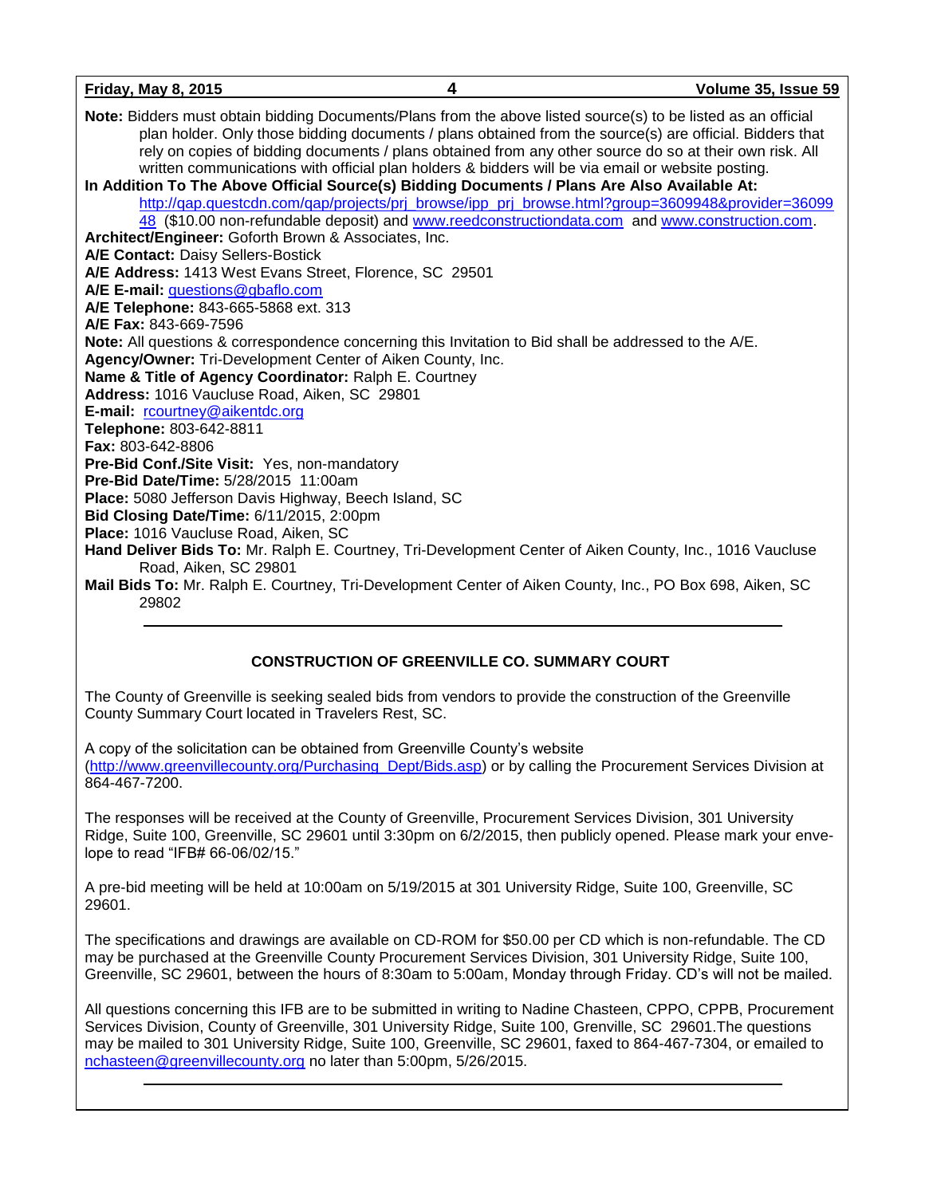**Note:** Bidders must obtain bidding Documents/Plans from the above listed source(s) to be listed as an official plan holder. Only those bidding documents / plans obtained from the source(s) are official. Bidders that rely on copies of bidding documents / plans obtained from any other source do so at their own risk. All written communications with official plan holders & bidders will be via email or website posting.

**In Addition To The Above Official Source(s) Bidding Documents / Plans Are Also Available At:** http://qap.questcdn.com/qap/projects/prj_browse/ipp_prj_browse.html?group=3609948&provider=3609948 ($10.00 non-refundable deposit) and www.reedconstructiondata.com and www.construction.com.

**Architect/Engineer:** Goforth Brown & Associates, Inc.
**A/E Contact:** Daisy Sellers-Bostick
**A/E Address:** 1413 West Evans Street, Florence, SC 29501
**A/E E-mail:** questions@gbaflo.com
**A/E Telephone:** 843-665-5868 ext. 313
**A/E Fax:** 843-669-7596
**Note:** All questions & correspondence concerning this Invitation to Bid shall be addressed to the A/E.
**Agency/Owner:** Tri-Development Center of Aiken County, Inc.
**Name & Title of Agency Coordinator:** Ralph E. Courtney
**Address:** 1016 Vaucluse Road, Aiken, SC 29801
**E-mail:** rcourtney@aikentdc.org
**Telephone:** 803-642-8811
**Fax:** 803-642-8806
**Pre-Bid Conf./Site Visit:** Yes, non-mandatory
**Pre-Bid Date/Time:** 5/28/2015 11:00am
**Place:** 5080 Jefferson Davis Highway, Beech Island, SC
**Bid Closing Date/Time:** 6/11/2015, 2:00pm
**Place:** 1016 Vaucluse Road, Aiken, SC
**Hand Deliver Bids To:** Mr. Ralph E. Courtney, Tri-Development Center of Aiken County, Inc., 1016 Vaucluse Road, Aiken, SC 29801
**Mail Bids To:** Mr. Ralph E. Courtney, Tri-Development Center of Aiken County, Inc., PO Box 698, Aiken, SC 29802

---

## CONSTRUCTION OF GREENVILLE CO. SUMMARY COURT

The County of Greenville is seeking sealed bids from vendors to provide the construction of the Greenville County Summary Court located in Travelers Rest, SC.

A copy of the solicitation can be obtained from Greenville County's website (http://www.greenvillecounty.org/Purchasing_Dept/Bids.asp) or by calling the Procurement Services Division at 864-467-7200.

The responses will be received at the County of Greenville, Procurement Services Division, 301 University Ridge, Suite 100, Greenville, SC 29601 until 3:30pm on 6/2/2015, then publicly opened. Please mark your envelope to read "IFB# 66-06/02/15."

A pre-bid meeting will be held at 10:00am on 5/19/2015 at 301 University Ridge, Suite 100, Greenville, SC 29601.

The specifications and drawings are available on CD-ROM for $50.00 per CD which is non-refundable. The CD may be purchased at the Greenville County Procurement Services Division, 301 University Ridge, Suite 100, Greenville, SC 29601, between the hours of 8:30am to 5:00am, Monday through Friday. CD's will not be mailed.

All questions concerning this IFB are to be submitted in writing to Nadine Chasteen, CPPO, CPPB, Procurement Services Division, County of Greenville, 301 University Ridge, Suite 100, Grenville, SC 29601.The questions may be mailed to 301 University Ridge, Suite 100, Greenville, SC 29601, faxed to 864-467-7304, or emailed to nchasteen@greenvillecounty.org no later than 5:00pm, 5/26/2015.

---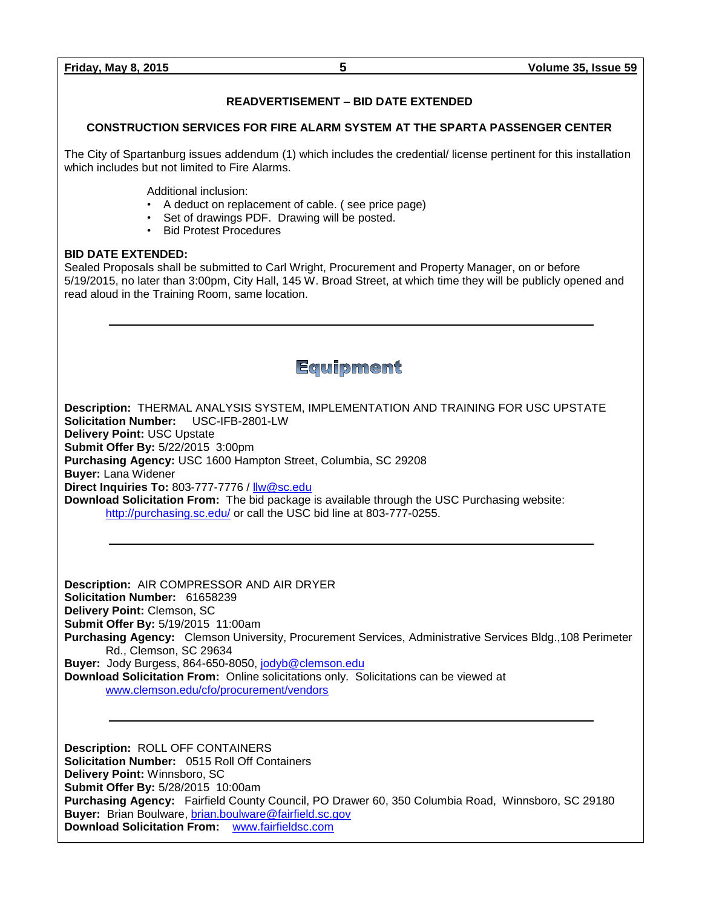### READVERTISEMENT – BID DATE EXTENDED

### CONSTRUCTION SERVICES FOR FIRE ALARM SYSTEM AT THE SPARTA PASSENGER CENTER

The City of Spartanburg issues addendum (1) which includes the credential/ license pertinent for this installation which includes but not limited to Fire Alarms.

Additional inclusion:

- A deduct on replacement of cable. ( see price page)
- Set of drawings PDF. Drawing will be posted.
- Bid Protest Procedures

**BID DATE EXTENDED:**
Sealed Proposals shall be submitted to Carl Wright, Procurement and Property Manager, on or before 5/19/2015, no later than 3:00pm, City Hall, 145 W. Broad Street, at which time they will be publicly opened and read aloud in the Training Room, same location.

---

## Equipment

**Description:** THERMAL ANALYSIS SYSTEM, IMPLEMENTATION AND TRAINING FOR USC UPSTATE
**Solicitation Number:** USC-IFB-2801-LW
**Delivery Point:** USC Upstate
**Submit Offer By:** 5/22/2015 3:00pm
**Purchasing Agency:** USC 1600 Hampton Street, Columbia, SC 29208
**Buyer:** Lana Widener
**Direct Inquiries To:** 803-777-7776 / llw@sc.edu
**Download Solicitation From:** The bid package is available through the USC Purchasing website: http://purchasing.sc.edu/ or call the USC bid line at 803-777-0255.

---

**Description:** AIR COMPRESSOR AND AIR DRYER
**Solicitation Number:** 61658239
**Delivery Point:** Clemson, SC
**Submit Offer By:** 5/19/2015 11:00am
**Purchasing Agency:** Clemson University, Procurement Services, Administrative Services Bldg.,108 Perimeter Rd., Clemson, SC 29634
**Buyer:** Jody Burgess, 864-650-8050, jodyb@clemson.edu
**Download Solicitation From:** Online solicitations only. Solicitations can be viewed at www.clemson.edu/cfo/procurement/vendors

---

**Description:** ROLL OFF CONTAINERS
**Solicitation Number:** 0515 Roll Off Containers
**Delivery Point:** Winnsboro, SC
**Submit Offer By:** 5/28/2015 10:00am
**Purchasing Agency:** Fairfield County Council, PO Drawer 60, 350 Columbia Road, Winnsboro, SC 29180
**Buyer:** Brian Boulware, brian.boulware@fairfield.sc.gov
**Download Solicitation From:** www.fairfieldsc.com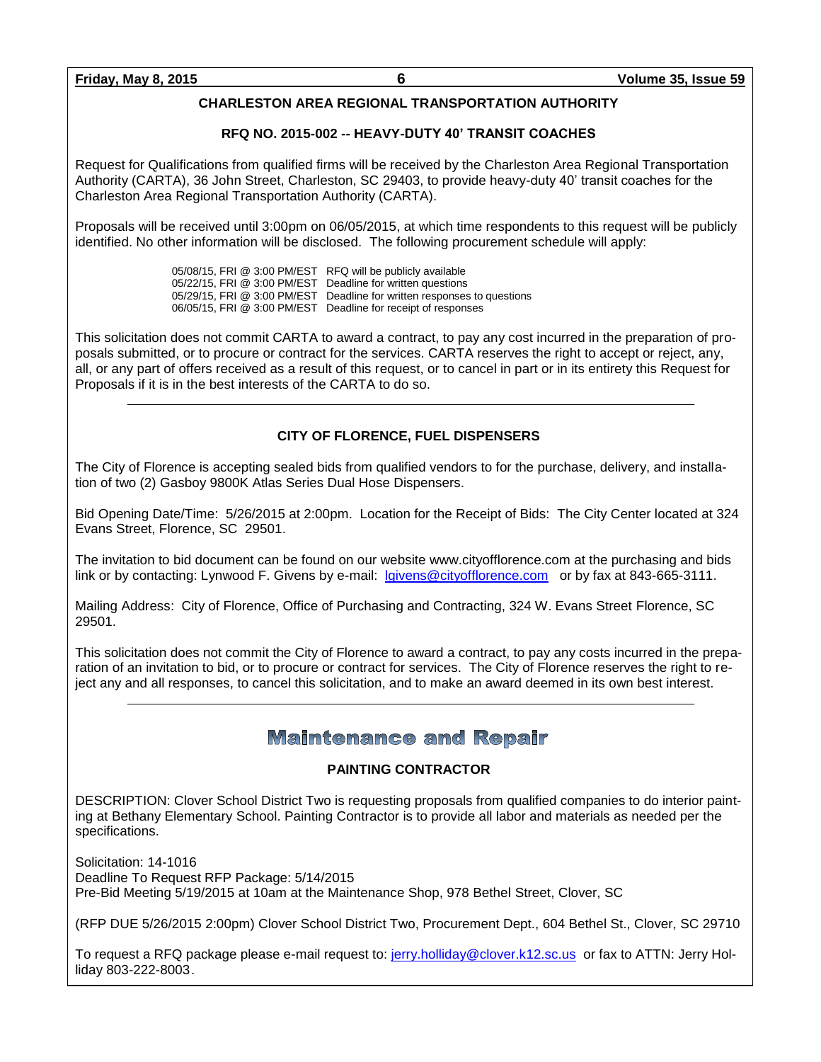### CHARLESTON AREA REGIONAL TRANSPORTATION AUTHORITY

#### RFQ NO. 2015-002 -- HEAVY-DUTY 40' TRANSIT COACHES

Request for Qualifications from qualified firms will be received by the Charleston Area Regional Transportation Authority (CARTA), 36 John Street, Charleston, SC 29403, to provide heavy-duty 40' transit coaches for the Charleston Area Regional Transportation Authority (CARTA).

Proposals will be received until 3:00pm on 06/05/2015, at which time respondents to this request will be publicly identified. No other information will be disclosed. The following procurement schedule will apply:

| | |
|---|---|
| 05/08/15, FRI @ 3:00 PM/EST | RFQ will be publicly available |
| 05/22/15, FRI @ 3:00 PM/EST | Deadline for written questions |
| 05/29/15, FRI @ 3:00 PM/EST | Deadline for written responses to questions |
| 06/05/15, FRI @ 3:00 PM/EST | Deadline for receipt of responses |

This solicitation does not commit CARTA to award a contract, to pay any cost incurred in the preparation of proposals submitted, or to procure or contract for the services. CARTA reserves the right to accept or reject, any, all, or any part of offers received as a result of this request, or to cancel in part or in its entirety this Request for Proposals if it is in the best interests of the CARTA to do so.

---

### CITY OF FLORENCE, FUEL DISPENSERS

The City of Florence is accepting sealed bids from qualified vendors to for the purchase, delivery, and installation of two (2) Gasboy 9800K Atlas Series Dual Hose Dispensers.

Bid Opening Date/Time: 5/26/2015 at 2:00pm. Location for the Receipt of Bids: The City Center located at 324 Evans Street, Florence, SC 29501.

The invitation to bid document can be found on our website www.cityofflorence.com at the purchasing and bids link or by contacting: Lynwood F. Givens by e-mail: lgivens@cityofflorence.com or by fax at 843-665-3111.

Mailing Address: City of Florence, Office of Purchasing and Contracting, 324 W. Evans Street Florence, SC 29501.

This solicitation does not commit the City of Florence to award a contract, to pay any costs incurred in the preparation of an invitation to bid, or to procure or contract for services. The City of Florence reserves the right to reject any and all responses, to cancel this solicitation, and to make an award deemed in its own best interest.

---

## Maintenance and Repair

### PAINTING CONTRACTOR

DESCRIPTION: Clover School District Two is requesting proposals from qualified companies to do interior painting at Bethany Elementary School. Painting Contractor is to provide all labor and materials as needed per the specifications.

Solicitation: 14-1016
Deadline To Request RFP Package: 5/14/2015
Pre-Bid Meeting 5/19/2015 at 10am at the Maintenance Shop, 978 Bethel Street, Clover, SC

(RFP DUE 5/26/2015 2:00pm) Clover School District Two, Procurement Dept., 604 Bethel St., Clover, SC 29710

To request a RFQ package please e-mail request to: jerry.holliday@clover.k12.sc.us or fax to ATTN: Jerry Holliday 803-222-8003.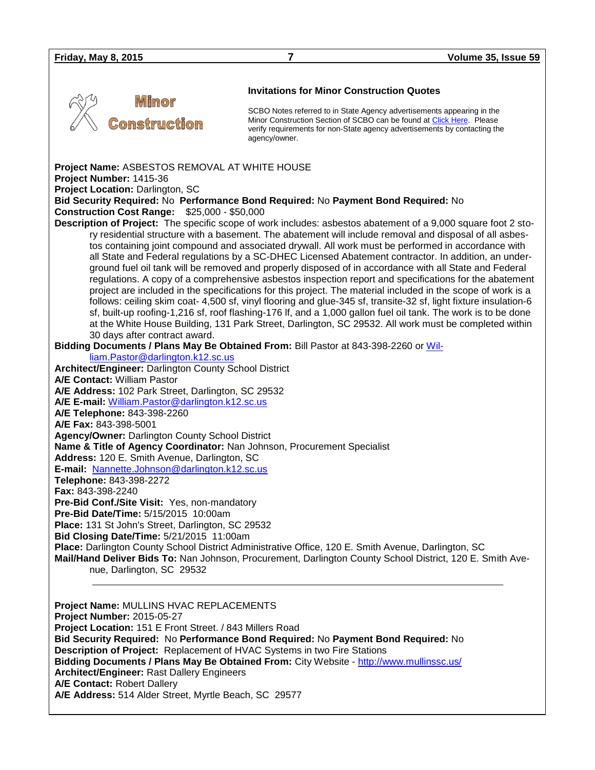## Minor Construction

### Invitations for Minor Construction Quotes

SCBO Notes referred to in State Agency advertisements appearing in the Minor Construction Section of SCBO can be found at Click Here. Please verify requirements for non-State agency advertisements by contacting the agency/owner.

**Project Name:** ASBESTOS REMOVAL AT WHITE HOUSE
**Project Number:** 1415-36
**Project Location:** Darlington, SC
**Bid Security Required:** No **Performance Bond Required:** No **Payment Bond Required:** No
**Construction Cost Range:** $25,000 - $50,000
**Description of Project:** The specific scope of work includes: asbestos abatement of a 9,000 square foot 2 story residential structure with a basement. The abatement will include removal and disposal of all asbestos containing joint compound and associated drywall. All work must be performed in accordance with all State and Federal regulations by a SC-DHEC Licensed Abatement contractor. In addition, an underground fuel oil tank will be removed and properly disposed of in accordance with all State and Federal regulations. A copy of a comprehensive asbestos inspection report and specifications for the abatement project are included in the specifications for this project. The material included in the scope of work is a follows: ceiling skim coat- 4,500 sf, vinyl flooring and glue-345 sf, transite-32 sf, light fixture insulation-6 sf, built-up roofing-1,216 sf, roof flashing-176 lf, and a 1,000 gallon fuel oil tank. The work is to be done at the White House Building, 131 Park Street, Darlington, SC 29532. All work must be completed within 30 days after contract award.
**Bidding Documents / Plans May Be Obtained From:** Bill Pastor at 843-398-2260 or William.Pastor@darlington.k12.sc.us
**Architect/Engineer:** Darlington County School District
**A/E Contact:** William Pastor
**A/E Address:** 102 Park Street, Darlington, SC 29532
**A/E E-mail:** William.Pastor@darlington.k12.sc.us
**A/E Telephone:** 843-398-2260
**A/E Fax:** 843-398-5001
**Agency/Owner:** Darlington County School District
**Name & Title of Agency Coordinator:** Nan Johnson, Procurement Specialist
**Address:** 120 E. Smith Avenue, Darlington, SC
**E-mail:** Nannette.Johnson@darlington.k12.sc.us
**Telephone:** 843-398-2272
**Fax:** 843-398-2240
**Pre-Bid Conf./Site Visit:** Yes, non-mandatory
**Pre-Bid Date/Time:** 5/15/2015 10:00am
**Place:** 131 St John's Street, Darlington, SC 29532
**Bid Closing Date/Time:** 5/21/2015 11:00am
**Place:** Darlington County School District Administrative Office, 120 E. Smith Avenue, Darlington, SC
**Mail/Hand Deliver Bids To:** Nan Johnson, Procurement, Darlington County School District, 120 E. Smith Avenue, Darlington, SC 29532

---

**Project Name:** MULLINS HVAC REPLACEMENTS
**Project Number:** 2015-05-27
**Project Location:** 151 E Front Street. / 843 Millers Road
**Bid Security Required:** No **Performance Bond Required:** No **Payment Bond Required:** No
**Description of Project:** Replacement of HVAC Systems in two Fire Stations
**Bidding Documents / Plans May Be Obtained From:** City Website - http://www.mullinssc.us/
**Architect/Engineer:** Rast Dallery Engineers
**A/E Contact:** Robert Dallery
**A/E Address:** 514 Alder Street, Myrtle Beach, SC 29577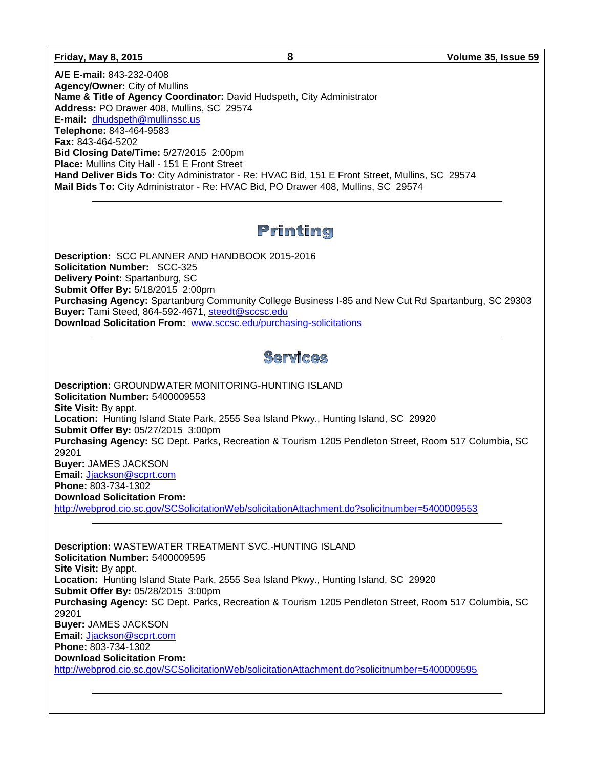**A/E E-mail:** 843-232-0408
**Agency/Owner:** City of Mullins
**Name & Title of Agency Coordinator:** David Hudspeth, City Administrator
**Address:** PO Drawer 408, Mullins, SC 29574
**E-mail:** dhudspeth@mullinssc.us
**Telephone:** 843-464-9583
**Fax:** 843-464-5202
**Bid Closing Date/Time:** 5/27/2015 2:00pm
**Place:** Mullins City Hall - 151 E Front Street
**Hand Deliver Bids To:** City Administrator - Re: HVAC Bid, 151 E Front Street, Mullins, SC 29574
**Mail Bids To:** City Administrator - Re: HVAC Bid, PO Drawer 408, Mullins, SC 29574

---

## Printing

**Description:** SCC PLANNER AND HANDBOOK 2015-2016
**Solicitation Number:** SCC-325
**Delivery Point:** Spartanburg, SC
**Submit Offer By:** 5/18/2015 2:00pm
**Purchasing Agency:** Spartanburg Community College Business I-85 and New Cut Rd Spartanburg, SC 29303
**Buyer:** Tami Steed, 864-592-4671, steedt@sccsc.edu
**Download Solicitation From:** www.sccsc.edu/purchasing-solicitations

---

## Services

**Description:** GROUNDWATER MONITORING-HUNTING ISLAND
**Solicitation Number:** 5400009553
**Site Visit:** By appt.
**Location:** Hunting Island State Park, 2555 Sea Island Pkwy., Hunting Island, SC 29920
**Submit Offer By:** 05/27/2015 3:00pm
**Purchasing Agency:** SC Dept. Parks, Recreation & Tourism 1205 Pendleton Street, Room 517 Columbia, SC 29201
**Buyer:** JAMES JACKSON
**Email:** Jjackson@scprt.com
**Phone:** 803-734-1302
**Download Solicitation From:**
http://webprod.cio.sc.gov/SCSolicitationWeb/solicitationAttachment.do?solicitnumber=5400009553

---

**Description:** WASTEWATER TREATMENT SVC.-HUNTING ISLAND
**Solicitation Number:** 5400009595
**Site Visit:** By appt.
**Location:** Hunting Island State Park, 2555 Sea Island Pkwy., Hunting Island, SC 29920
**Submit Offer By:** 05/28/2015 3:00pm
**Purchasing Agency:** SC Dept. Parks, Recreation & Tourism 1205 Pendleton Street, Room 517 Columbia, SC 29201
**Buyer:** JAMES JACKSON
**Email:** Jjackson@scprt.com
**Phone:** 803-734-1302
**Download Solicitation From:**
http://webprod.cio.sc.gov/SCSolicitationWeb/solicitationAttachment.do?solicitnumber=5400009595

---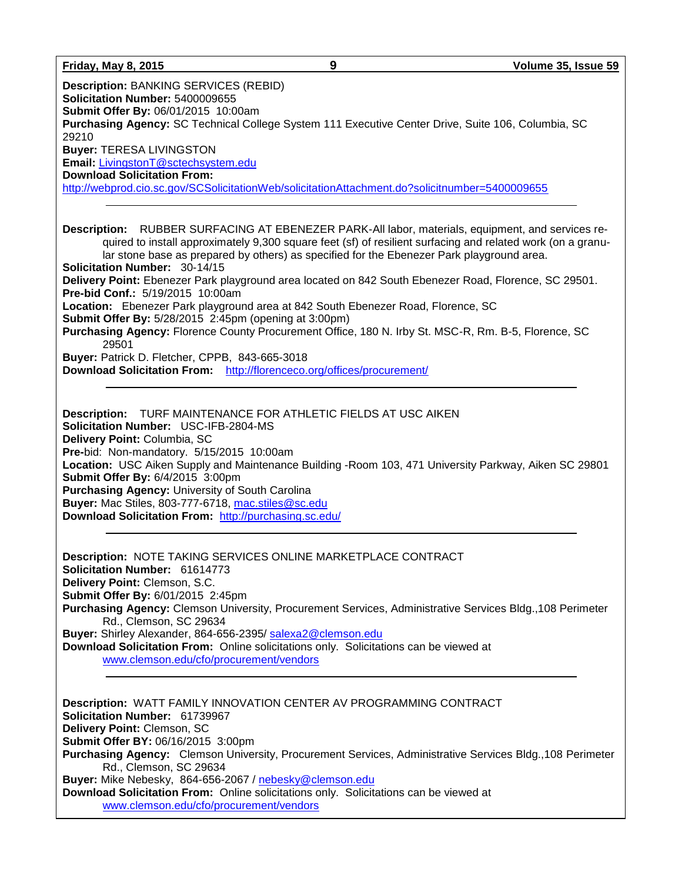**Description:** BANKING SERVICES (REBID)
**Solicitation Number:** 5400009655
**Submit Offer By:** 06/01/2015 10:00am
**Purchasing Agency:** SC Technical College System 111 Executive Center Drive, Suite 106, Columbia, SC 29210
**Buyer:** TERESA LIVINGSTON
**Email:** LivingstonT@sctechsystem.edu
**Download Solicitation From:**
http://webprod.cio.sc.gov/SCSolicitationWeb/solicitationAttachment.do?solicitnumber=5400009655

---

**Description:** RUBBER SURFACING AT EBENEZER PARK-All labor, materials, equipment, and services required to install approximately 9,300 square feet (sf) of resilient surfacing and related work (on a granular stone base as prepared by others) as specified for the Ebenezer Park playground area.
**Solicitation Number:** 30-14/15
**Delivery Point:** Ebenezer Park playground area located on 842 South Ebenezer Road, Florence, SC 29501.
**Pre-bid Conf.:** 5/19/2015 10:00am
**Location:** Ebenezer Park playground area at 842 South Ebenezer Road, Florence, SC
**Submit Offer By:** 5/28/2015 2:45pm (opening at 3:00pm)
**Purchasing Agency:** Florence County Procurement Office, 180 N. Irby St. MSC-R, Rm. B-5, Florence, SC 29501
**Buyer:** Patrick D. Fletcher, CPPB, 843-665-3018
**Download Solicitation From:** http://florenceco.org/offices/procurement/

---

**Description:** TURF MAINTENANCE FOR ATHLETIC FIELDS AT USC AIKEN
**Solicitation Number:** USC-IFB-2804-MS
**Delivery Point:** Columbia, SC
**Pre-**bid: Non-mandatory. 5/15/2015 10:00am
**Location:** USC Aiken Supply and Maintenance Building -Room 103, 471 University Parkway, Aiken SC 29801
**Submit Offer By:** 6/4/2015 3:00pm
**Purchasing Agency:** University of South Carolina
**Buyer:** Mac Stiles, 803-777-6718, mac.stiles@sc.edu
**Download Solicitation From:** http://purchasing.sc.edu/

---

**Description:** NOTE TAKING SERVICES ONLINE MARKETPLACE CONTRACT
**Solicitation Number:** 61614773
**Delivery Point:** Clemson, S.C.
**Submit Offer By:** 6/01/2015 2:45pm
**Purchasing Agency:** Clemson University, Procurement Services, Administrative Services Bldg.,108 Perimeter Rd., Clemson, SC 29634
**Buyer:** Shirley Alexander, 864-656-2395/ salexa2@clemson.edu
**Download Solicitation From:** Online solicitations only. Solicitations can be viewed at www.clemson.edu/cfo/procurement/vendors

---

**Description:** WATT FAMILY INNOVATION CENTER AV PROGRAMMING CONTRACT
**Solicitation Number:** 61739967
**Delivery Point:** Clemson, SC
**Submit Offer BY:** 06/16/2015 3:00pm
**Purchasing Agency:** Clemson University, Procurement Services, Administrative Services Bldg.,108 Perimeter Rd., Clemson, SC 29634
**Buyer:** Mike Nebesky, 864-656-2067 / nebesky@clemson.edu
**Download Solicitation From:** Online solicitations only. Solicitations can be viewed at www.clemson.edu/cfo/procurement/vendors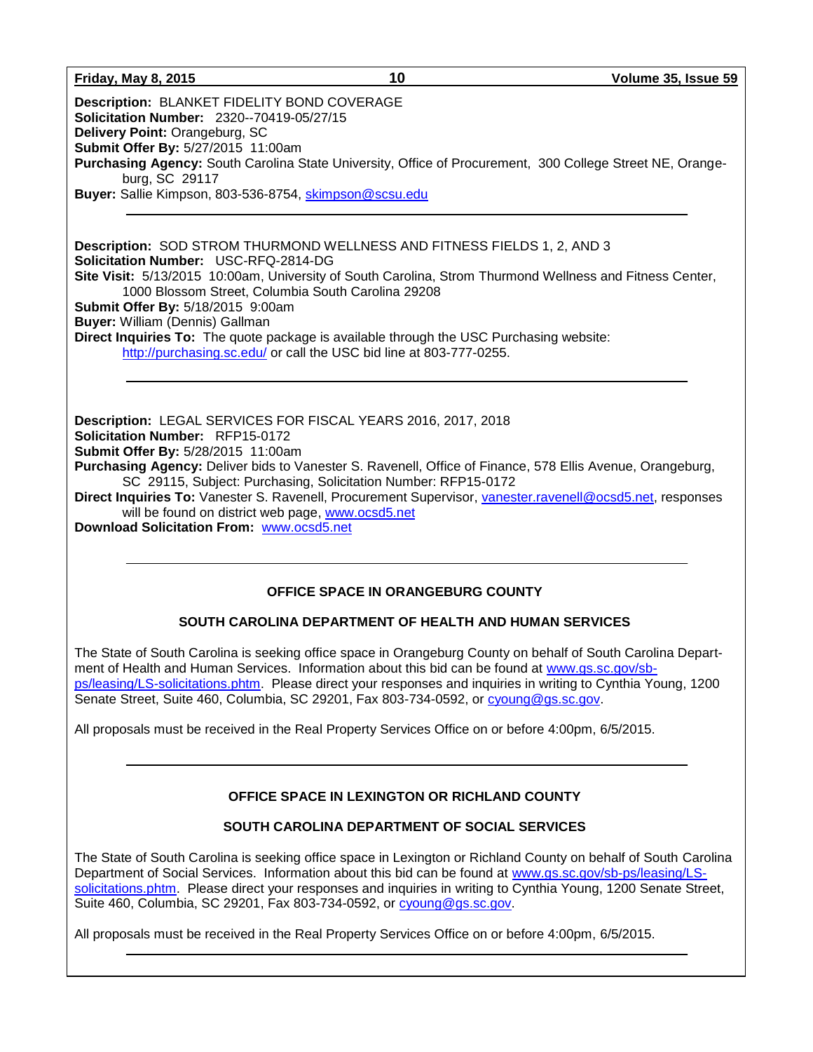**Description:** BLANKET FIDELITY BOND COVERAGE
**Solicitation Number:** 2320--70419-05/27/15
**Delivery Point:** Orangeburg, SC
**Submit Offer By:** 5/27/2015 11:00am
**Purchasing Agency:** South Carolina State University, Office of Procurement, 300 College Street NE, Orangeburg, SC 29117
**Buyer:** Sallie Kimpson, 803-536-8754, skimpson@scsu.edu

---

**Description:** SOD STROM THURMOND WELLNESS AND FITNESS FIELDS 1, 2, AND 3
**Solicitation Number:** USC-RFQ-2814-DG
**Site Visit:** 5/13/2015 10:00am, University of South Carolina, Strom Thurmond Wellness and Fitness Center, 1000 Blossom Street, Columbia South Carolina 29208
**Submit Offer By:** 5/18/2015 9:00am
**Buyer:** William (Dennis) Gallman
**Direct Inquiries To:** The quote package is available through the USC Purchasing website: http://purchasing.sc.edu/ or call the USC bid line at 803-777-0255.

---

**Description:** LEGAL SERVICES FOR FISCAL YEARS 2016, 2017, 2018
**Solicitation Number:** RFP15-0172
**Submit Offer By:** 5/28/2015 11:00am
**Purchasing Agency:** Deliver bids to Vanester S. Ravenell, Office of Finance, 578 Ellis Avenue, Orangeburg, SC 29115, Subject: Purchasing, Solicitation Number: RFP15-0172
**Direct Inquiries To:** Vanester S. Ravenell, Procurement Supervisor, vanester.ravenell@ocsd5.net, responses will be found on district web page, www.ocsd5.net
**Download Solicitation From:** www.ocsd5.net

---

## OFFICE SPACE IN ORANGEBURG COUNTY

## SOUTH CAROLINA DEPARTMENT OF HEALTH AND HUMAN SERVICES

The State of South Carolina is seeking office space in Orangeburg County on behalf of South Carolina Department of Health and Human Services. Information about this bid can be found at www.gs.sc.gov/sb-ps/leasing/LS-solicitations.phtm. Please direct your responses and inquiries in writing to Cynthia Young, 1200 Senate Street, Suite 460, Columbia, SC 29201, Fax 803-734-0592, or cyoung@gs.sc.gov.

All proposals must be received in the Real Property Services Office on or before 4:00pm, 6/5/2015.

---

## OFFICE SPACE IN LEXINGTON OR RICHLAND COUNTY

## SOUTH CAROLINA DEPARTMENT OF SOCIAL SERVICES

The State of South Carolina is seeking office space in Lexington or Richland County on behalf of South Carolina Department of Social Services. Information about this bid can be found at www.gs.sc.gov/sb-ps/leasing/LS-solicitations.phtm. Please direct your responses and inquiries in writing to Cynthia Young, 1200 Senate Street, Suite 460, Columbia, SC 29201, Fax 803-734-0592, or cyoung@gs.sc.gov.

All proposals must be received in the Real Property Services Office on or before 4:00pm, 6/5/2015.

---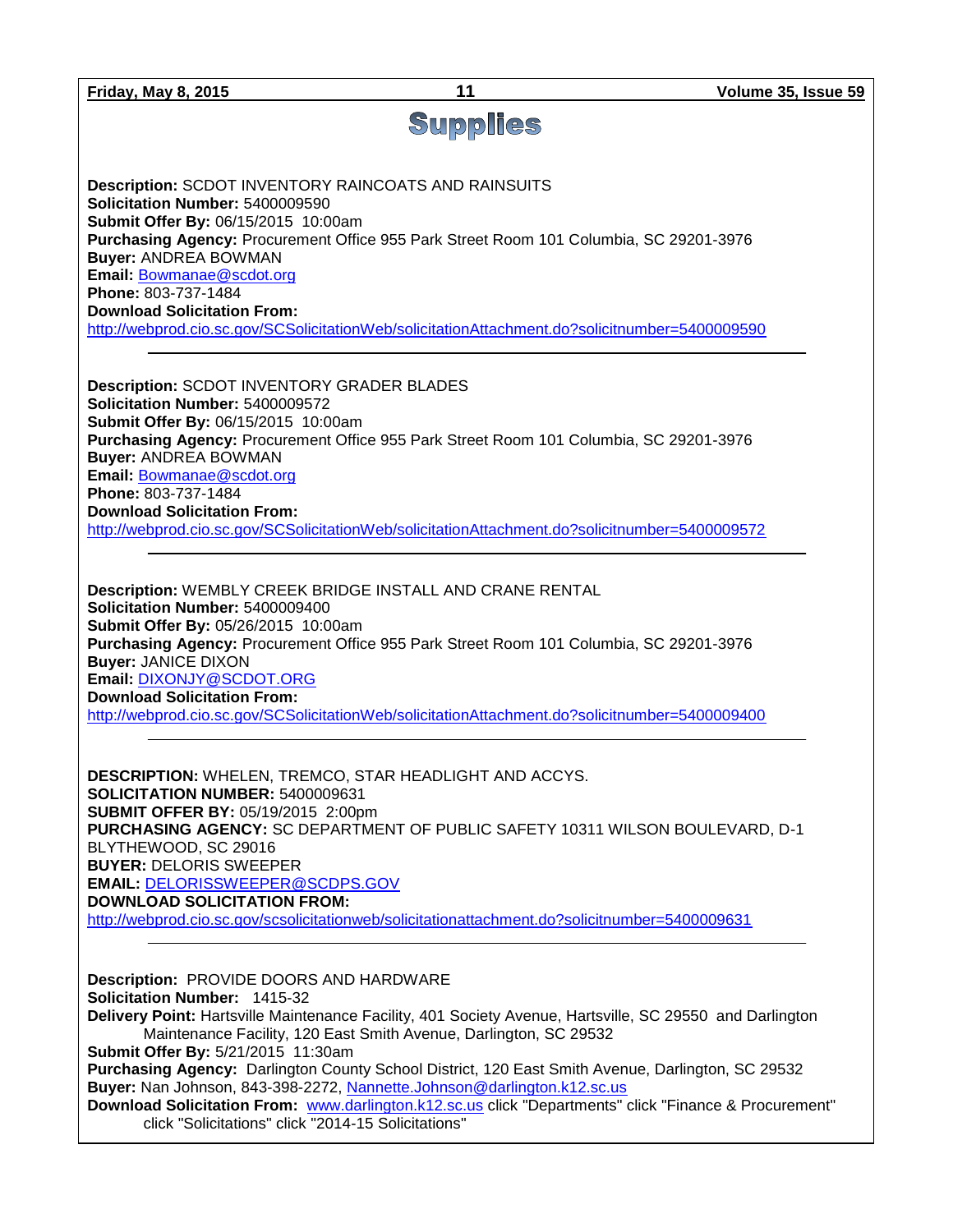# Supplies

**Description:** SCDOT INVENTORY RAINCOATS AND RAINSUITS
**Solicitation Number:** 5400009590
**Submit Offer By:** 06/15/2015 10:00am
**Purchasing Agency:** Procurement Office 955 Park Street Room 101 Columbia, SC 29201-3976
**Buyer:** ANDREA BOWMAN
**Email:** Bowmanae@scdot.org
**Phone:** 803-737-1484
**Download Solicitation From:**
http://webprod.cio.sc.gov/SCSolicitationWeb/solicitationAttachment.do?solicitnumber=5400009590

---

**Description:** SCDOT INVENTORY GRADER BLADES
**Solicitation Number:** 5400009572
**Submit Offer By:** 06/15/2015 10:00am
**Purchasing Agency:** Procurement Office 955 Park Street Room 101 Columbia, SC 29201-3976
**Buyer:** ANDREA BOWMAN
**Email:** Bowmanae@scdot.org
**Phone:** 803-737-1484
**Download Solicitation From:**
http://webprod.cio.sc.gov/SCSolicitationWeb/solicitationAttachment.do?solicitnumber=5400009572

---

**Description:** WEMBLY CREEK BRIDGE INSTALL AND CRANE RENTAL
**Solicitation Number:** 5400009400
**Submit Offer By:** 05/26/2015 10:00am
**Purchasing Agency:** Procurement Office 955 Park Street Room 101 Columbia, SC 29201-3976
**Buyer:** JANICE DIXON
**Email:** DIXONJY@SCDOT.ORG
**Download Solicitation From:**
http://webprod.cio.sc.gov/SCSolicitationWeb/solicitationAttachment.do?solicitnumber=5400009400

---

**DESCRIPTION:** WHELEN, TREMCO, STAR HEADLIGHT AND ACCYS.
**SOLICITATION NUMBER:** 5400009631
**SUBMIT OFFER BY:** 05/19/2015 2:00pm
**PURCHASING AGENCY:** SC DEPARTMENT OF PUBLIC SAFETY 10311 WILSON BOULEVARD, D-1 BLYTHEWOOD, SC 29016
**BUYER:** DELORIS SWEEPER
**EMAIL:** DELORISSWEEPER@SCDPS.GOV
**DOWNLOAD SOLICITATION FROM:**
http://webprod.cio.sc.gov/scsolicitationweb/solicitationattachment.do?solicitnumber=5400009631

---

**Description:** PROVIDE DOORS AND HARDWARE
**Solicitation Number:** 1415-32
**Delivery Point:** Hartsville Maintenance Facility, 401 Society Avenue, Hartsville, SC 29550 and Darlington Maintenance Facility, 120 East Smith Avenue, Darlington, SC 29532
**Submit Offer By:** 5/21/2015 11:30am
**Purchasing Agency:** Darlington County School District, 120 East Smith Avenue, Darlington, SC 29532
**Buyer:** Nan Johnson, 843-398-2272, Nannette.Johnson@darlington.k12.sc.us
**Download Solicitation From:** www.darlington.k12.sc.us click "Departments" click "Finance & Procurement" click "Solicitations" click "2014-15 Solicitations"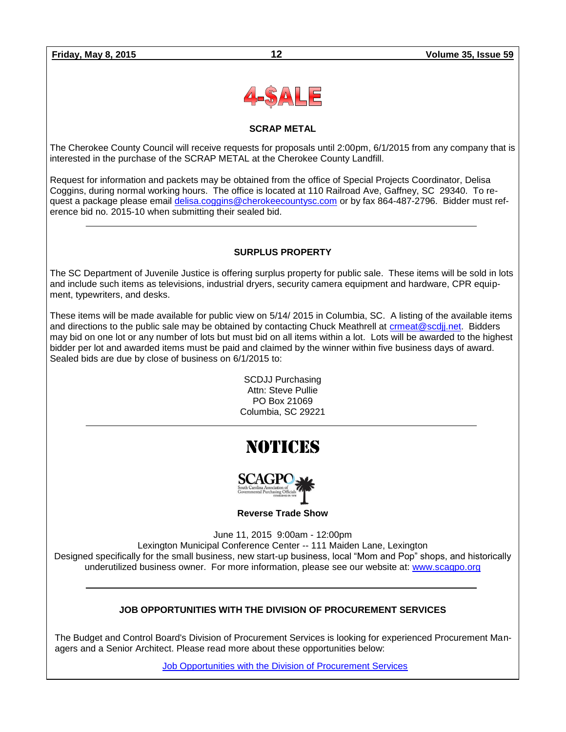# 4-$ALE

## SCRAP METAL

The Cherokee County Council will receive requests for proposals until 2:00pm, 6/1/2015 from any company that is interested in the purchase of the SCRAP METAL at the Cherokee County Landfill.

Request for information and packets may be obtained from the office of Special Projects Coordinator, Delisa Coggins, during normal working hours. The office is located at 110 Railroad Ave, Gaffney, SC 29340. To request a package please email delisa.coggins@cherokeecountysc.com or by fax 864-487-2796. Bidder must reference bid no. 2015-10 when submitting their sealed bid.

---

## SURPLUS PROPERTY

The SC Department of Juvenile Justice is offering surplus property for public sale. These items will be sold in lots and include such items as televisions, industrial dryers, security camera equipment and hardware, CPR equipment, typewriters, and desks.

These items will be made available for public view on 5/14/ 2015 in Columbia, SC. A listing of the available items and directions to the public sale may be obtained by contacting Chuck Meathrell at crmeat@scdjj.net. Bidders may bid on one lot or any number of lots but must bid on all items within a lot. Lots will be awarded to the highest bidder per lot and awarded items must be paid and claimed by the winner within five business days of award. Sealed bids are due by close of business on 6/1/2015 to:

SCDJJ Purchasing
Attn: Steve Pullie
PO Box 21069
Columbia, SC 29221

---

# NOTICES

SCAGPO
South Carolina Association of Governmental Purchasing Officials
ESTABLISHED IN 1978

**Reverse Trade Show**

June 11, 2015 9:00am - 12:00pm
Lexington Municipal Conference Center -- 111 Maiden Lane, Lexington
Designed specifically for the small business, new start-up business, local "Mom and Pop" shops, and historically underutilized business owner. For more information, please see our website at: www.scagpo.org

---

## JOB OPPORTUNITIES WITH THE DIVISION OF PROCUREMENT SERVICES

The Budget and Control Board's Division of Procurement Services is looking for experienced Procurement Managers and a Senior Architect. Please read more about these opportunities below:

Job Opportunities with the Division of Procurement Services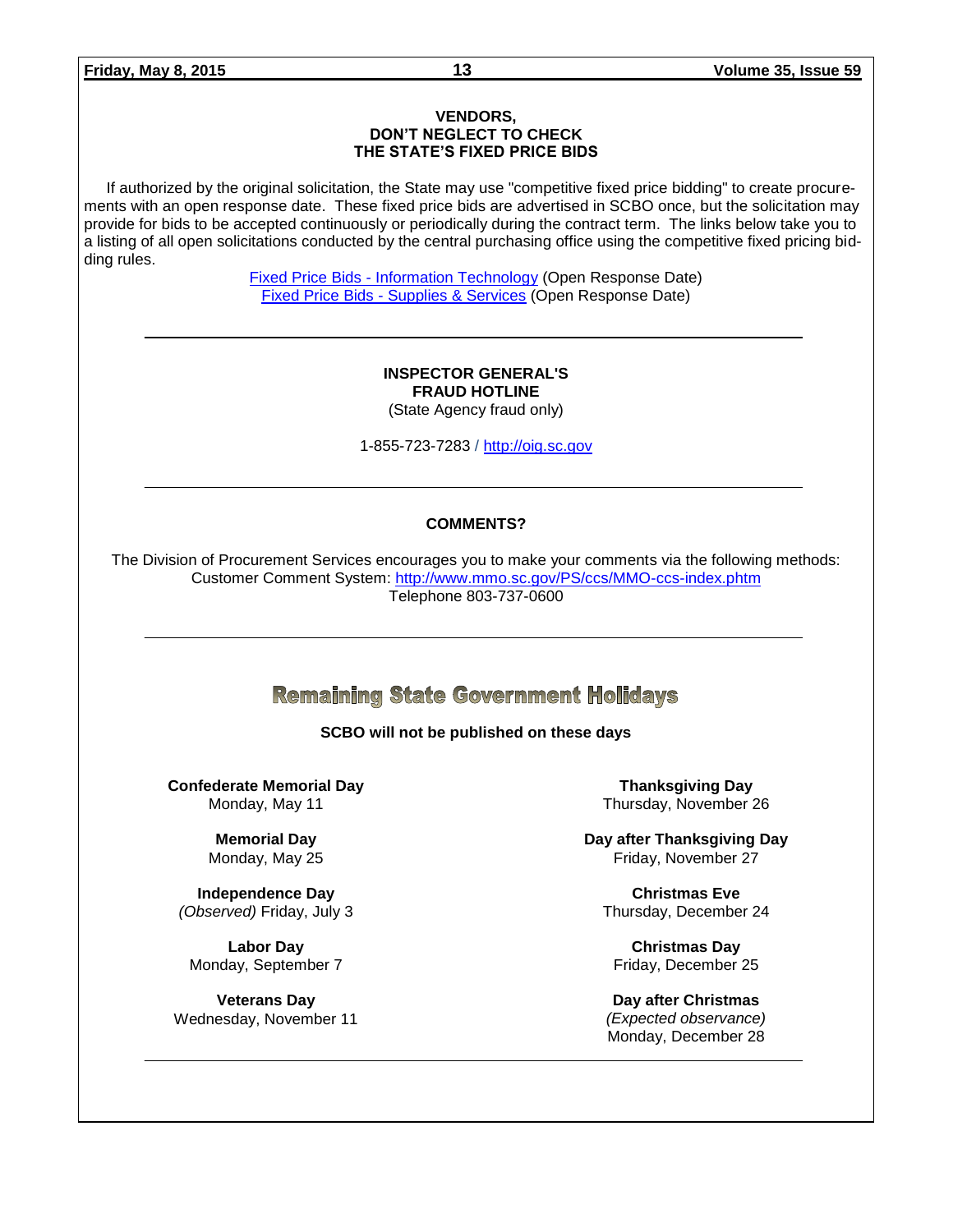**VENDORS,**
**DON'T NEGLECT TO CHECK**
**THE STATE'S FIXED PRICE BIDS**

If authorized by the original solicitation, the State may use "competitive fixed price bidding" to create procurements with an open response date. These fixed price bids are advertised in SCBO once, but the solicitation may provide for bids to be accepted continuously or periodically during the contract term. The links below take you to a listing of all open solicitations conducted by the central purchasing office using the competitive fixed pricing bidding rules.

Fixed Price Bids - Information Technology (Open Response Date)
Fixed Price Bids - Supplies & Services (Open Response Date)

---

**INSPECTOR GENERAL'S**
**FRAUD HOTLINE**
(State Agency fraud only)

1-855-723-7283 / http://oig.sc.gov

---

**COMMENTS?**

The Division of Procurement Services encourages you to make your comments via the following methods:
Customer Comment System: http://www.mmo.sc.gov/PS/ccs/MMO-ccs-index.phtm
Telephone 803-737-0600

---

## Remaining State Government Holidays

**SCBO will not be published on these days**

**Confederate Memorial Day**
Monday, May 11

**Memorial Day**
Monday, May 25

**Independence Day**
*(Observed)* Friday, July 3

**Labor Day**
Monday, September 7

**Veterans Day**
Wednesday, November 11

**Thanksgiving Day**
Thursday, November 26

**Day after Thanksgiving Day**
Friday, November 27

**Christmas Eve**
Thursday, December 24

**Christmas Day**
Friday, December 25

**Day after Christmas**
*(Expected observance)*
Monday, December 28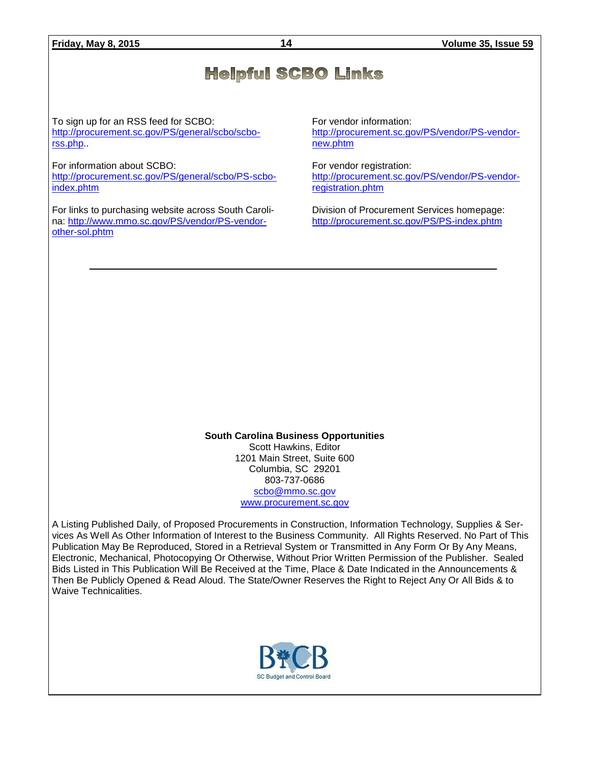# Helpful SCBO Links

To sign up for an RSS feed for SCBO: http://procurement.sc.gov/PS/general/scbo/scbo-rss.php..

For information about SCBO: http://procurement.sc.gov/PS/general/scbo/PS-scbo-index.phtm

For links to purchasing website across South Carolina: http://www.mmo.sc.gov/PS/vendor/PS-vendor-other-sol.phtm

For vendor information: http://procurement.sc.gov/PS/vendor/PS-vendor-new.phtm

For vendor registration: http://procurement.sc.gov/PS/vendor/PS-vendor-registration.phtm

Division of Procurement Services homepage: http://procurement.sc.gov/PS/PS-index.phtm

---

**South Carolina Business Opportunities**
Scott Hawkins, Editor
1201 Main Street, Suite 600
Columbia, SC 29201
803-737-0686
scbo@mmo.sc.gov
www.procurement.sc.gov

A Listing Published Daily, of Proposed Procurements in Construction, Information Technology, Supplies & Services As Well As Other Information of Interest to the Business Community. All Rights Reserved. No Part of This Publication May Be Reproduced, Stored in a Retrieval System or Transmitted in Any Form Or By Any Means, Electronic, Mechanical, Photocopying Or Otherwise, Without Prior Written Permission of the Publisher. Sealed Bids Listed in This Publication Will Be Received at the Time, Place & Date Indicated in the Announcements & Then Be Publicly Opened & Read Aloud. The State/Owner Reserves the Right to Reject Any Or All Bids & to Waive Technicalities.

BCB
SC Budget and Control Board